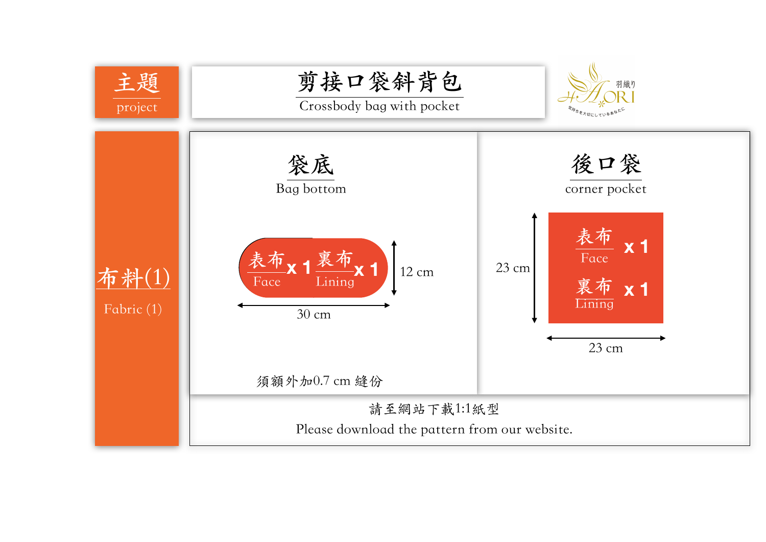## 主題
project

# 剪接口袋斜背包
Crossbody bag with pocket

## 布料(1)
Fabric (1)

### 袋底
Bag bottom

表布 Face x 1　裏布 Lining x 1

12 cm

30 cm

須額外加0.7 cm 縫份

### 後口袋
corner pocket

表布 Face x 1

裏布 Lining x 1

23 cm

23 cm

請至網站下載1:1紙型

Please download the pattern from our website.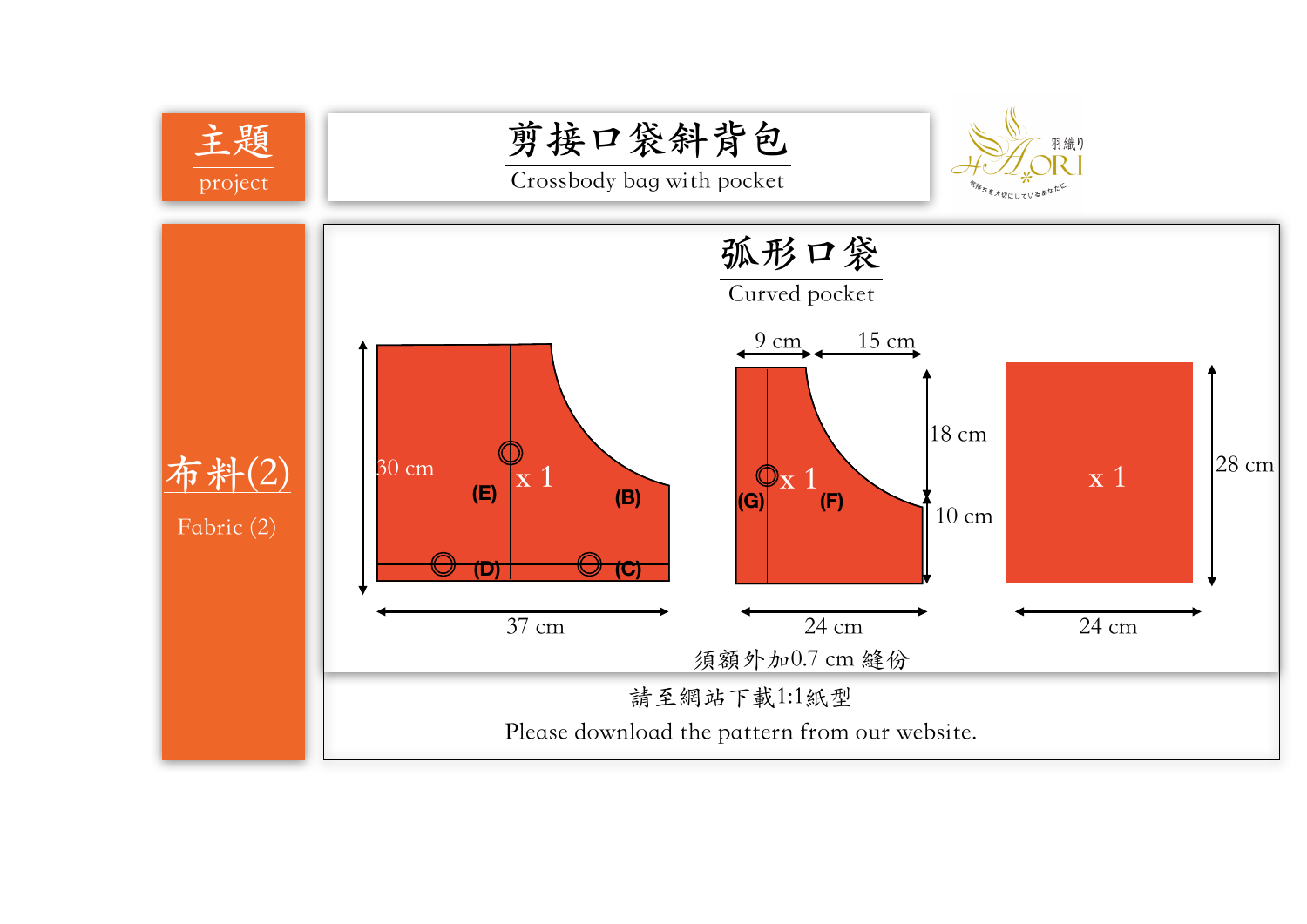主題
project

# 剪接口袋斜背包

Crossbody bag with pocket

羽織り HAORI

布料(2)

Fabric (2)

## 弧形口袋

Curved pocket

30 cm
(E) x 1 (B)
(D) (C)
37 cm

9 cm 15 cm
18 cm
(G) x 1 (F)
10 cm
24 cm

x 1
28 cm
24 cm

須額外加0.7 cm 縫份

請至網站下載1:1紙型

Please download the pattern from our website.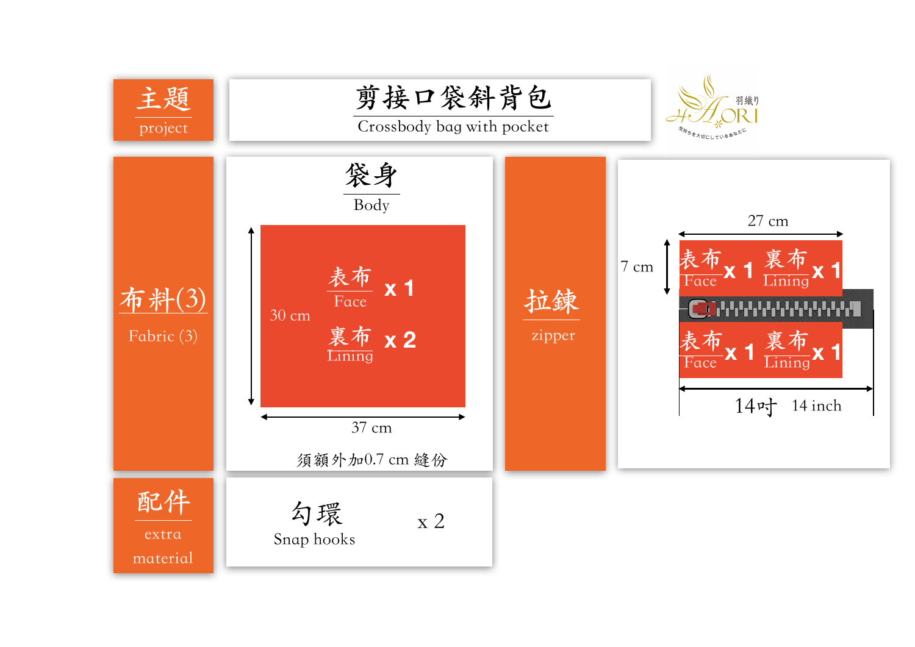| 主題 project | 剪接口袋斜背包 Crossbody bag with pocket |
| --- | --- |

羽織り HAORI 気持ちを大切にしているあなたに

## 布料(3) Fabric (3)

### 袋身 Body

- 表布 Face x 1
- 裏布 Lining x 2

30 cm × 37 cm

須額外加0.7 cm 縫份

## 拉鍊 zipper

- 表布 Face x 1　裏布 Lining x 1
- 表布 Face x 1　裏布 Lining x 1

7 cm × 27 cm

14吋 14 inch

## 配件 extra material

| 勾環 Snap hooks | x 2 |
| --- | --- |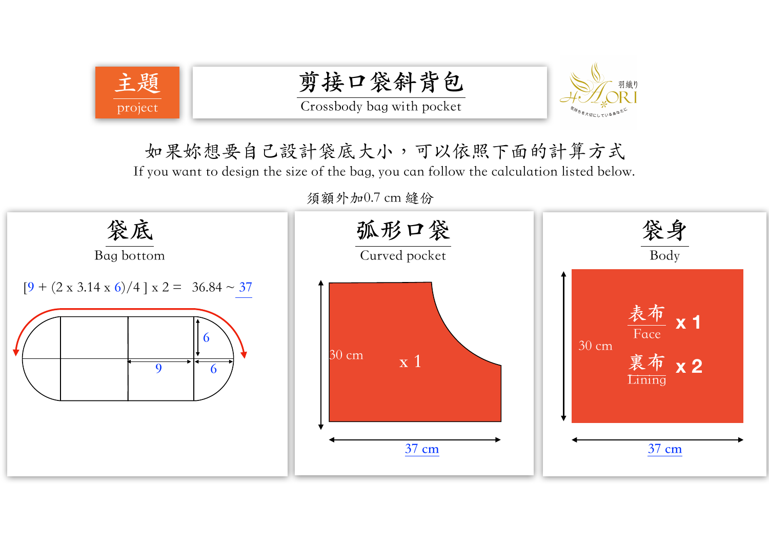主題

project

# 剪接口袋斜背包

Crossbody bag with pocket

羽織り HAORI 気持ちを大切にしているあなたに

如果妳想要自己設計袋底大小，可以依照下面的計算方式

If you want to design the size of the bag, you can follow the calculation listed below.

須額外加0.7 cm 縫份

## 袋底

Bag bottom

[9 + (2 x 3.14 x 6)/4 ] x 2 =  36.84 ~ 37

6

9

6

## 弧形口袋

Curved pocket

30 cm

x 1

37 cm

## 袋身

Body

30 cm

表布 Face x 1

裏布 Lining x 2

37 cm